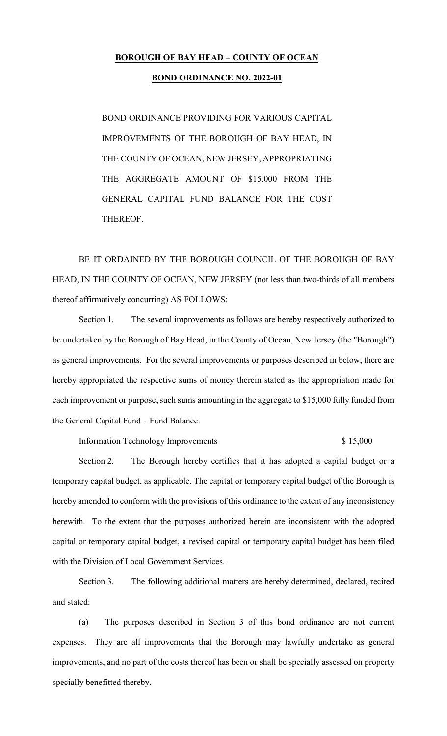**BOROUGH OF BAY HEAD – COUNTY OF OCEAN**

**BOND ORDINANCE NO. 2022-01**

BOND ORDINANCE PROVIDING FOR VARIOUS CAPITAL IMPROVEMENTS OF THE BOROUGH OF BAY HEAD, IN THE COUNTY OF OCEAN, NEW JERSEY, APPROPRIATING THE AGGREGATE AMOUNT OF $15,000 FROM THE GENERAL CAPITAL FUND BALANCE FOR THE COST THEREOF.

BE IT ORDAINED BY THE BOROUGH COUNCIL OF THE BOROUGH OF BAY HEAD, IN THE COUNTY OF OCEAN, NEW JERSEY (not less than two-thirds of all members thereof affirmatively concurring) AS FOLLOWS:

Section 1. The several improvements as follows are hereby respectively authorized to be undertaken by the Borough of Bay Head, in the County of Ocean, New Jersey (the "Borough") as general improvements. For the several improvements or purposes described in below, there are hereby appropriated the respective sums of money therein stated as the appropriation made for each improvement or purpose, such sums amounting in the aggregate to $15,000 fully funded from the General Capital Fund – Fund Balance.

Information Technology Improvements $ 15,000

Section 2. The Borough hereby certifies that it has adopted a capital budget or a temporary capital budget, as applicable. The capital or temporary capital budget of the Borough is hereby amended to conform with the provisions of this ordinance to the extent of any inconsistency herewith. To the extent that the purposes authorized herein are inconsistent with the adopted capital or temporary capital budget, a revised capital or temporary capital budget has been filed with the Division of Local Government Services.

Section 3. The following additional matters are hereby determined, declared, recited and stated:

(a) The purposes described in Section 3 of this bond ordinance are not current expenses. They are all improvements that the Borough may lawfully undertake as general improvements, and no part of the costs thereof has been or shall be specially assessed on property specially benefitted thereby.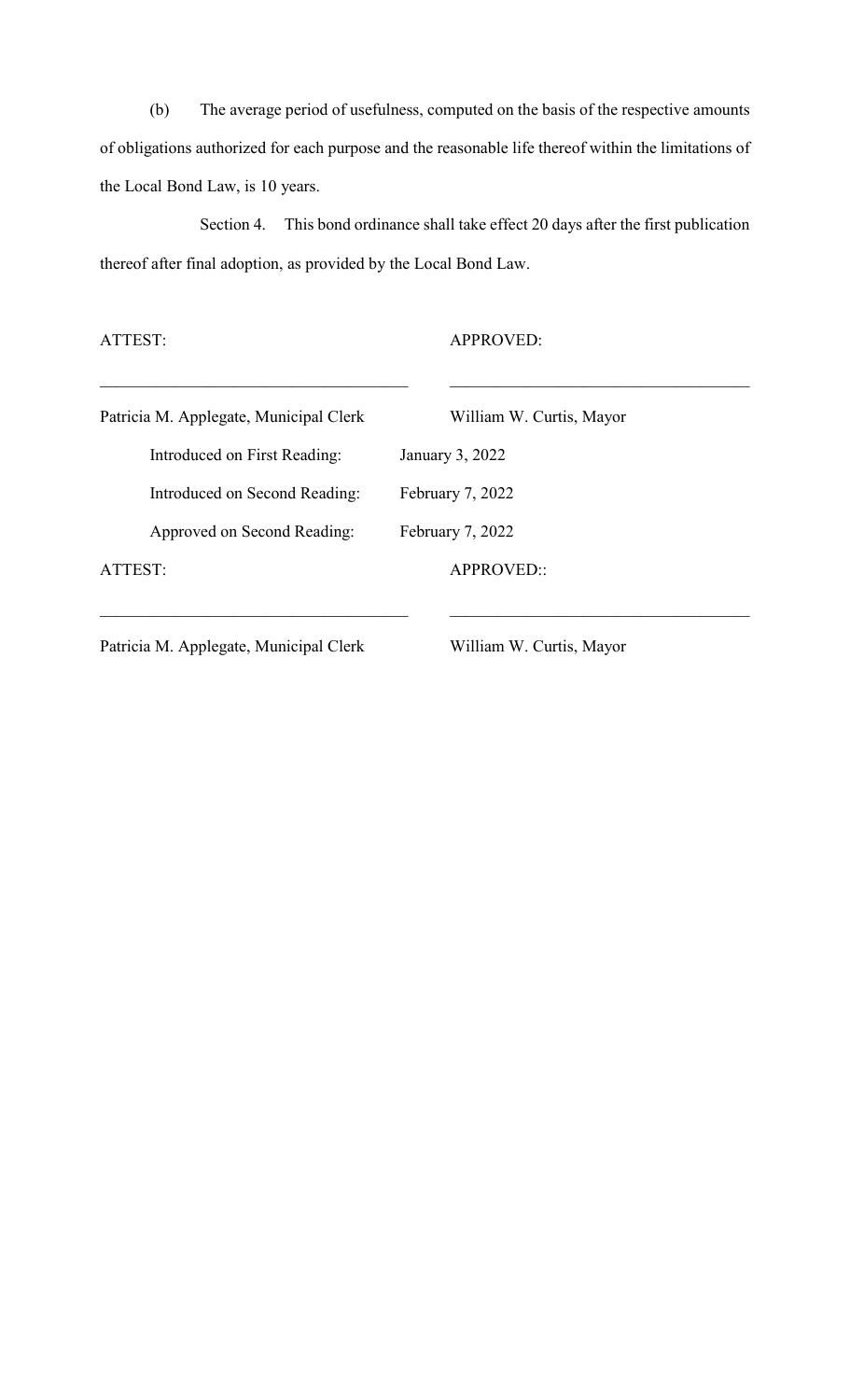(b) The average period of usefulness, computed on the basis of the respective amounts of obligations authorized for each purpose and the reasonable life thereof within the limitations of the Local Bond Law, is 10 years.

Section 4. This bond ordinance shall take effect 20 days after the first publication thereof after final adoption, as provided by the Local Bond Law.

ATTEST: APPROVED:

\_\_\_\_\_\_\_\_\_\_\_\_\_\_\_\_\_\_\_\_\_\_\_\_\_\_\_\_\_\_\_\_\_\_\_ \_\_\_\_\_\_\_\_\_\_\_\_\_\_\_\_\_\_\_\_\_\_\_\_\_\_\_\_\_\_\_\_\_\_\_

Patricia M. Applegate, Municipal Clerk William W. Curtis, Mayor

Introduced on First Reading: January 3, 2022

Introduced on Second Reading: February 7, 2022

Approved on Second Reading: February 7, 2022

ATTEST: APPROVED::

\_\_\_\_\_\_\_\_\_\_\_\_\_\_\_\_\_\_\_\_\_\_\_\_\_\_\_\_\_\_\_\_\_\_\_ \_\_\_\_\_\_\_\_\_\_\_\_\_\_\_\_\_\_\_\_\_\_\_\_\_\_\_\_\_\_\_\_\_\_\_

Patricia M. Applegate, Municipal Clerk William W. Curtis, Mayor